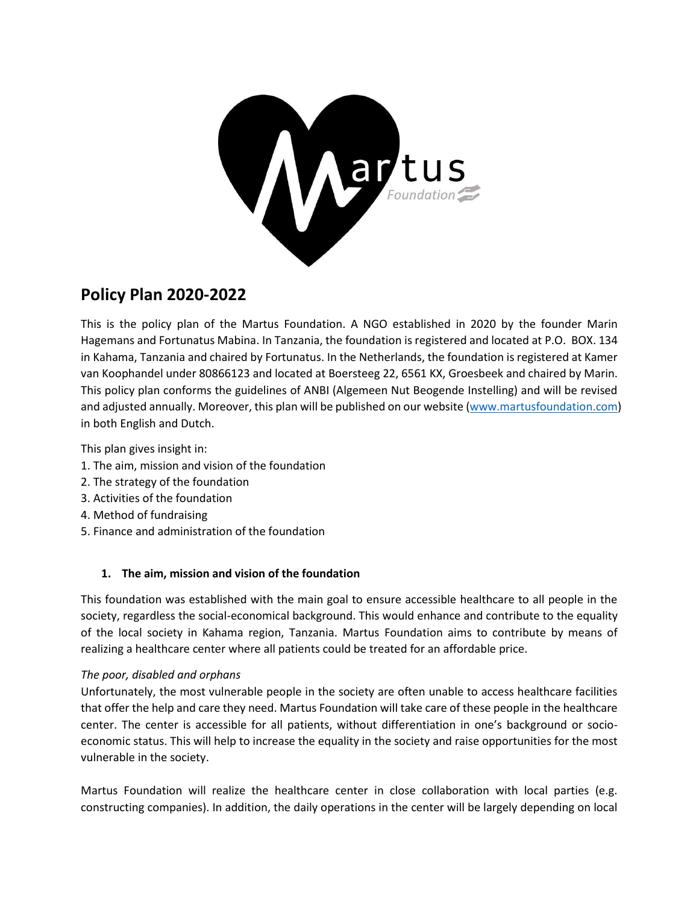# Policy Plan 2020-2022

This is the policy plan of the Martus Foundation. A NGO established in 2020 by the founder Marin Hagemans and Fortunatus Mabina. In Tanzania, the foundation is registered and located at P.O. BOX. 134 in Kahama, Tanzania and chaired by Fortunatus. In the Netherlands, the foundation is registered at Kamer van Koophandel under 80866123 and located at Boersteeg 22, 6561 KX, Groesbeek and chaired by Marin. This policy plan conforms the guidelines of ANBI (Algemeen Nut Beogende Instelling) and will be revised and adjusted annually. Moreover, this plan will be published on our website (www.martusfoundation.com) in both English and Dutch.

This plan gives insight in:

1. The aim, mission and vision of the foundation
2. The strategy of the foundation
3. Activities of the foundation
4. Method of fundraising
5. Finance and administration of the foundation

## 1. The aim, mission and vision of the foundation

This foundation was established with the main goal to ensure accessible healthcare to all people in the society, regardless the social-economical background. This would enhance and contribute to the equality of the local society in Kahama region, Tanzania. Martus Foundation aims to contribute by means of realizing a healthcare center where all patients could be treated for an affordable price.

*The poor, disabled and orphans*

Unfortunately, the most vulnerable people in the society are often unable to access healthcare facilities that offer the help and care they need. Martus Foundation will take care of these people in the healthcare center. The center is accessible for all patients, without differentiation in one's background or socio-economic status. This will help to increase the equality in the society and raise opportunities for the most vulnerable in the society.

Martus Foundation will realize the healthcare center in close collaboration with local parties (e.g. constructing companies). In addition, the daily operations in the center will be largely depending on local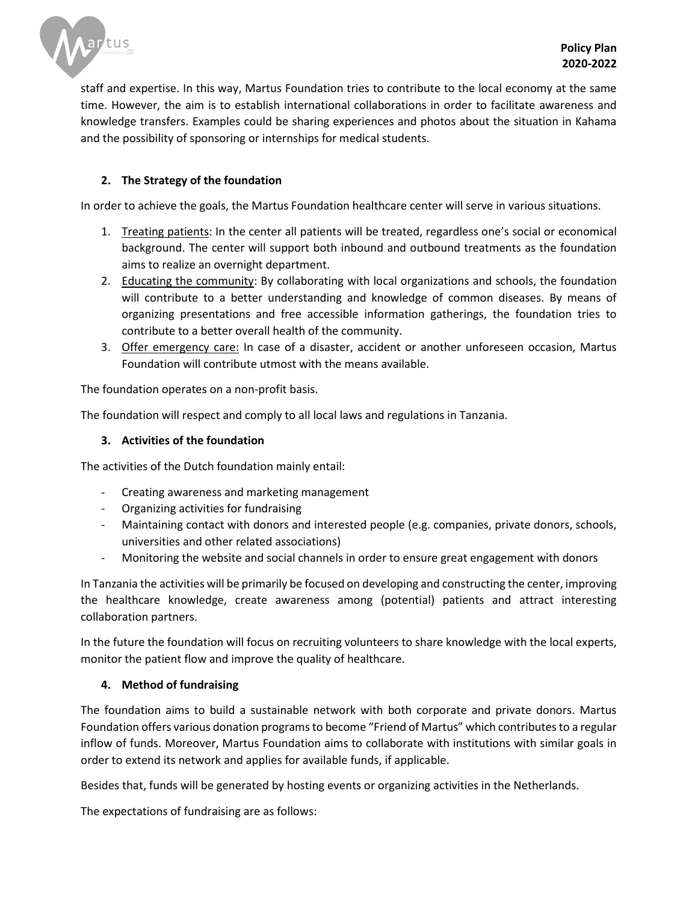staff and expertise. In this way, Martus Foundation tries to contribute to the local economy at the same time. However, the aim is to establish international collaborations in order to facilitate awareness and knowledge transfers. Examples could be sharing experiences and photos about the situation in Kahama and the possibility of sponsoring or internships for medical students.

### 2. The Strategy of the foundation

In order to achieve the goals, the Martus Foundation healthcare center will serve in various situations.

1. Treating patients: In the center all patients will be treated, regardless one's social or economical background. The center will support both inbound and outbound treatments as the foundation aims to realize an overnight department.
2. Educating the community: By collaborating with local organizations and schools, the foundation will contribute to a better understanding and knowledge of common diseases. By means of organizing presentations and free accessible information gatherings, the foundation tries to contribute to a better overall health of the community.
3. Offer emergency care: In case of a disaster, accident or another unforeseen occasion, Martus Foundation will contribute utmost with the means available.

The foundation operates on a non-profit basis.

The foundation will respect and comply to all local laws and regulations in Tanzania.

### 3. Activities of the foundation

The activities of the Dutch foundation mainly entail:

- Creating awareness and marketing management
- Organizing activities for fundraising
- Maintaining contact with donors and interested people (e.g. companies, private donors, schools, universities and other related associations)
- Monitoring the website and social channels in order to ensure great engagement with donors

In Tanzania the activities will be primarily be focused on developing and constructing the center, improving the healthcare knowledge, create awareness among (potential) patients and attract interesting collaboration partners.

In the future the foundation will focus on recruiting volunteers to share knowledge with the local experts, monitor the patient flow and improve the quality of healthcare.

### 4. Method of fundraising

The foundation aims to build a sustainable network with both corporate and private donors. Martus Foundation offers various donation programs to become "Friend of Martus" which contributes to a regular inflow of funds. Moreover, Martus Foundation aims to collaborate with institutions with similar goals in order to extend its network and applies for available funds, if applicable.

Besides that, funds will be generated by hosting events or organizing activities in the Netherlands.

The expectations of fundraising are as follows: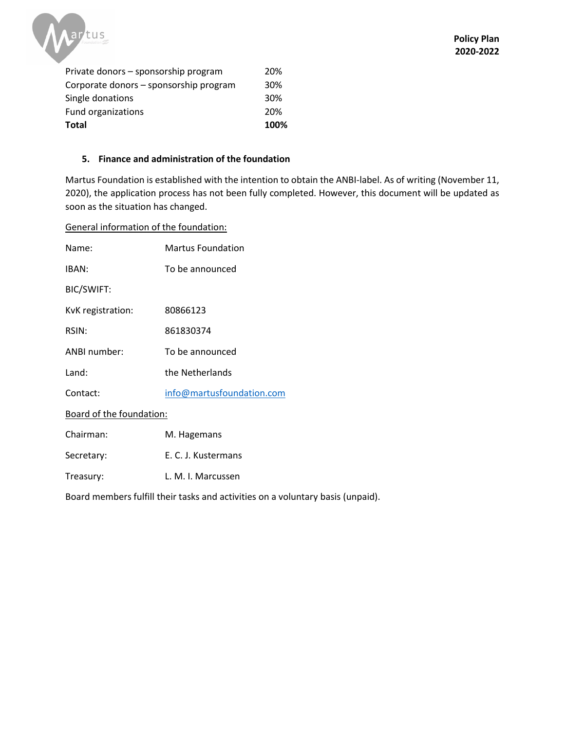| | |
|---|---|
| Private donors – sponsorship program | 20% |
| Corporate donors – sponsorship program | 30% |
| Single donations | 30% |
| Fund organizations | 20% |
| **Total** | **100%** |

## 5. Finance and administration of the foundation

Martus Foundation is established with the intention to obtain the ANBI-label. As of writing (November 11, 2020), the application process has not been fully completed. However, this document will be updated as soon as the situation has changed.

General information of the foundation:

| | |
|---|---|
| Name: | Martus Foundation |
| IBAN: | To be announced |
| BIC/SWIFT: | |
| KvK registration: | 80866123 |
| RSIN: | 861830374 |
| ANBI number: | To be announced |
| Land: | the Netherlands |
| Contact: | info@martusfoundation.com |

Board of the foundation:

| | |
|---|---|
| Chairman: | M. Hagemans |
| Secretary: | E. C. J. Kustermans |
| Treasury: | L. M. I. Marcussen |

Board members fulfill their tasks and activities on a voluntary basis (unpaid).